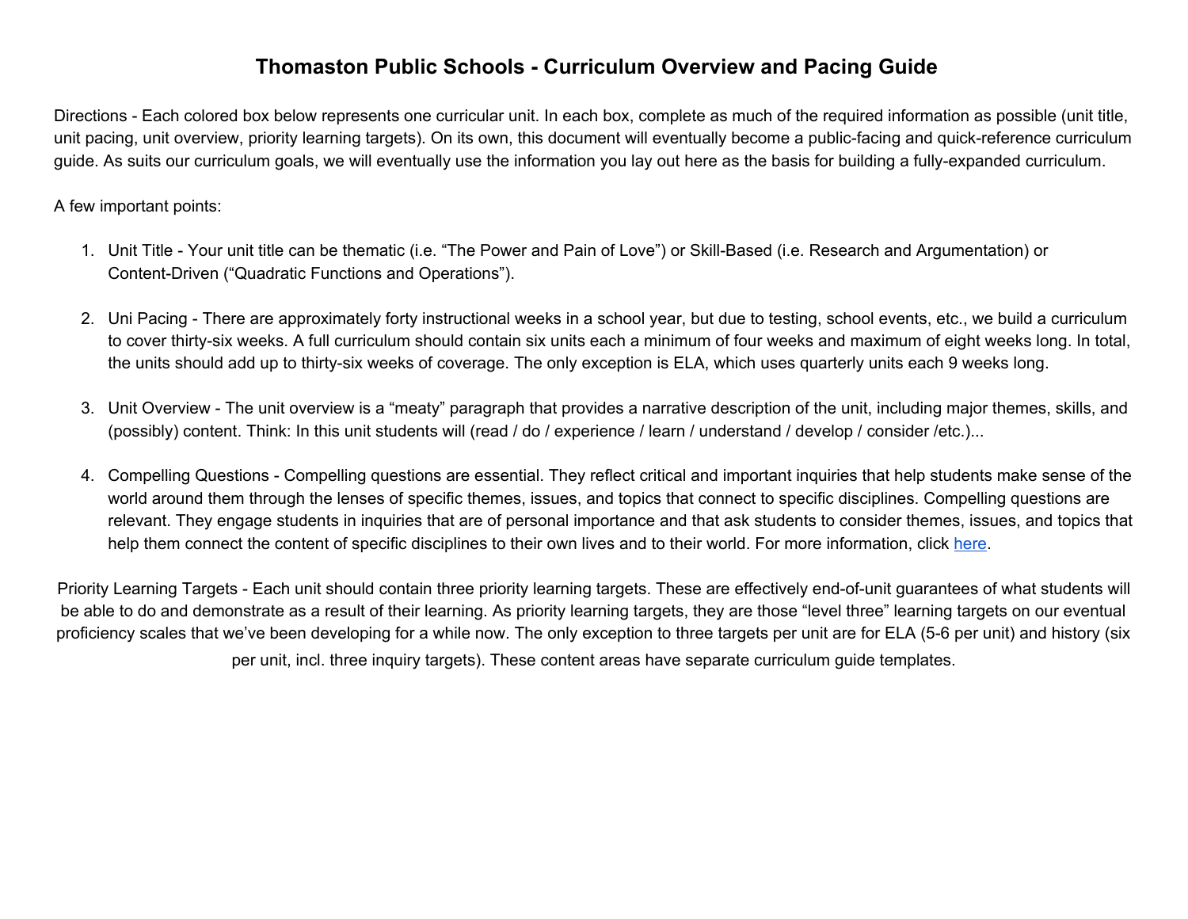# Thomaston Public Schools - Curriculum Overview and Pacing Guide

Directions - Each colored box below represents one curricular unit. In each box, complete as much of the required information as possible (unit title, unit pacing, unit overview, priority learning targets). On its own, this document will eventually become a public-facing and quick-reference curriculum guide. As suits our curriculum goals, we will eventually use the information you lay out here as the basis for building a fully-expanded curriculum.

A few important points:

1. Unit Title - Your unit title can be thematic (i.e. "The Power and Pain of Love") or Skill-Based (i.e. Research and Argumentation) or Content-Driven ("Quadratic Functions and Operations").

2. Uni Pacing - There are approximately forty instructional weeks in a school year, but due to testing, school events, etc., we build a curriculum to cover thirty-six weeks. A full curriculum should contain six units each a minimum of four weeks and maximum of eight weeks long. In total, the units should add up to thirty-six weeks of coverage. The only exception is ELA, which uses quarterly units each 9 weeks long.

3. Unit Overview - The unit overview is a "meaty" paragraph that provides a narrative description of the unit, including major themes, skills, and (possibly) content. Think: In this unit students will (read / do / experience / learn / understand / develop / consider /etc.)...

4. Compelling Questions - Compelling questions are essential. They reflect critical and important inquiries that help students make sense of the world around them through the lenses of specific themes, issues, and topics that connect to specific disciplines. Compelling questions are relevant. They engage students in inquiries that are of personal importance and that ask students to consider themes, issues, and topics that help them connect the content of specific disciplines to their own lives and to their world. For more information, click here.

Priority Learning Targets - Each unit should contain three priority learning targets. These are effectively end-of-unit guarantees of what students will be able to do and demonstrate as a result of their learning. As priority learning targets, they are those "level three" learning targets on our eventual proficiency scales that we've been developing for a while now. The only exception to three targets per unit are for ELA (5-6 per unit) and history (six per unit, incl. three inquiry targets). These content areas have separate curriculum guide templates.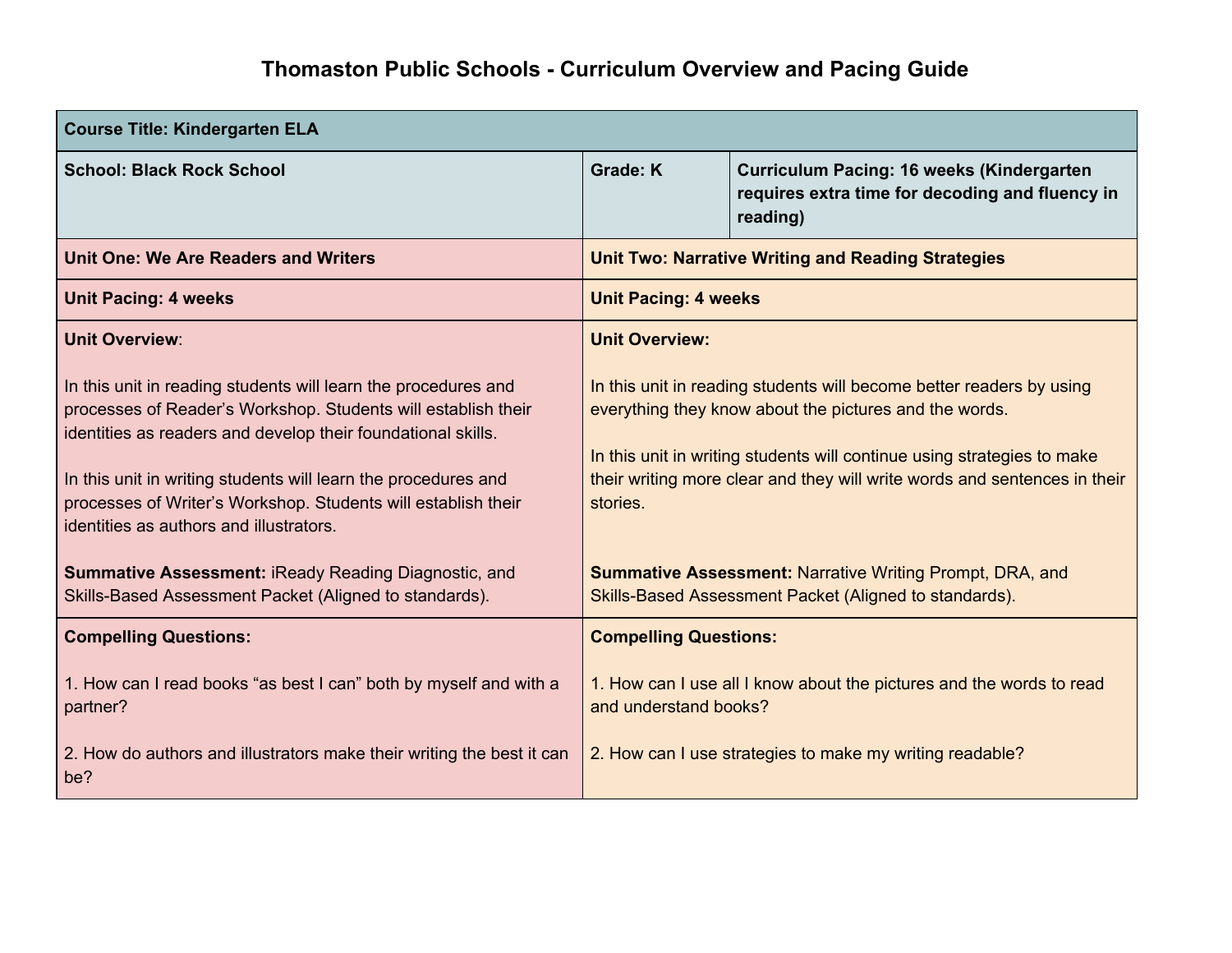# Thomaston Public Schools - Curriculum Overview and Pacing Guide

| **Course Title: Kindergarten ELA** | | |
|---|---|---|
| **School: Black Rock School** | **Grade: K** | **Curriculum Pacing: 16 weeks (Kindergarten requires extra time for decoding and fluency in reading)** |

| **Unit One: We Are Readers and Writers** | **Unit Two: Narrative Writing and Reading Strategies** |
|---|---|
| **Unit Pacing: 4 weeks** | **Unit Pacing: 4 weeks** |
| **Unit Overview**:<br><br>In this unit in reading students will learn the procedures and processes of Reader's Workshop. Students will establish their identities as readers and develop their foundational skills.<br><br>In this unit in writing students will learn the procedures and processes of Writer's Workshop. Students will establish their identities as authors and illustrators.<br><br>**Summative Assessment:** iReady Reading Diagnostic, and Skills-Based Assessment Packet (Aligned to standards). | **Unit Overview:**<br><br>In this unit in reading students will become better readers by using everything they know about the pictures and the words.<br><br>In this unit in writing students will continue using strategies to make their writing more clear and they will write words and sentences in their stories.<br><br>**Summative Assessment:** Narrative Writing Prompt, DRA, and Skills-Based Assessment Packet (Aligned to standards). |
| **Compelling Questions:**<br><br>1. How can I read books "as best I can" both by myself and with a partner?<br><br>2. How do authors and illustrators make their writing the best it can be? | **Compelling Questions:**<br><br>1. How can I use all I know about the pictures and the words to read and understand books?<br><br>2. How can I use strategies to make my writing readable? |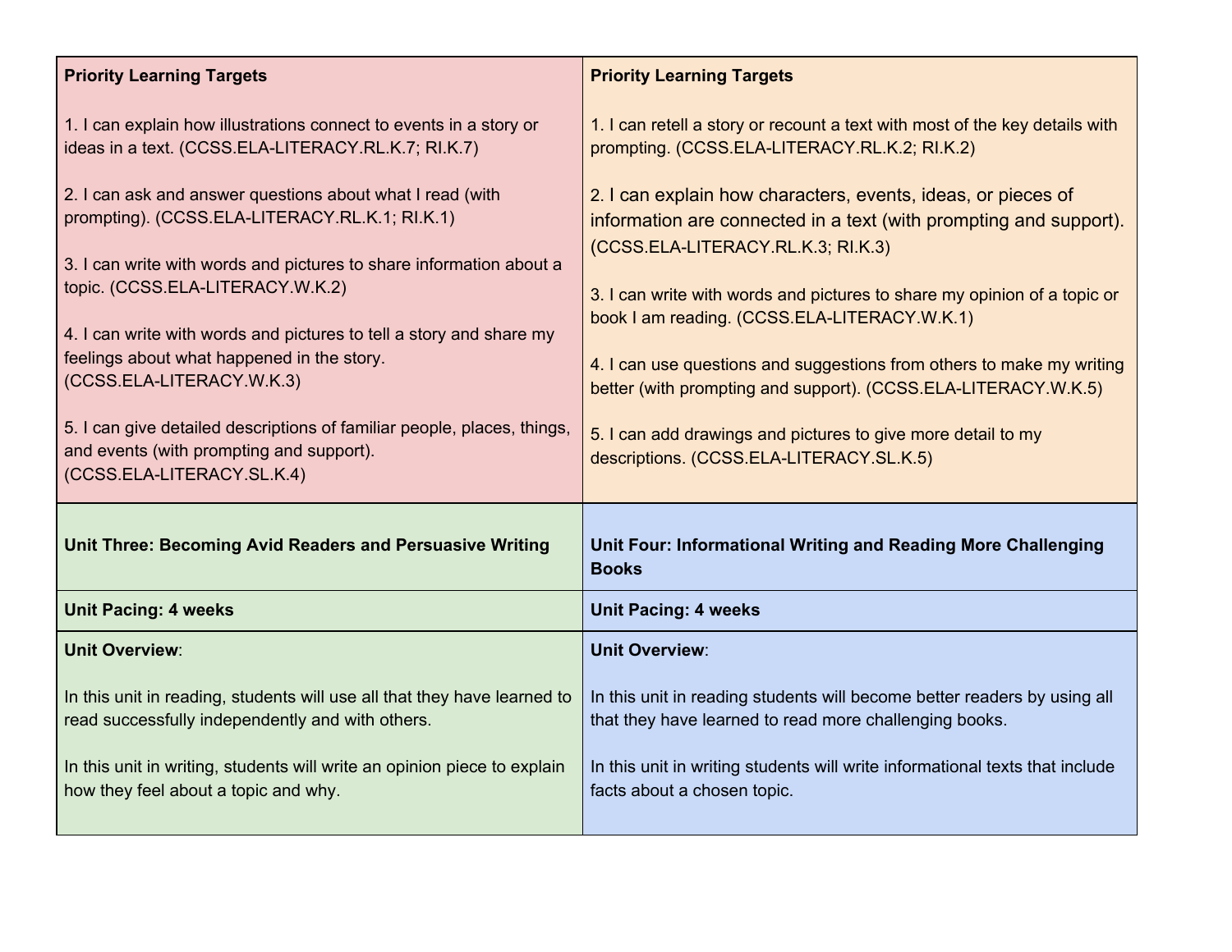| **Priority Learning Targets**<br><br>1. I can explain how illustrations connect to events in a story or ideas in a text. (CCSS.ELA-LITERACY.RL.K.7; RI.K.7)<br><br>2. I can ask and answer questions about what I read (with prompting). (CCSS.ELA-LITERACY.RL.K.1; RI.K.1)<br><br>3. I can write with words and pictures to share information about a topic. (CCSS.ELA-LITERACY.W.K.2)<br><br>4. I can write with words and pictures to tell a story and share my feelings about what happened in the story. (CCSS.ELA-LITERACY.W.K.3)<br><br>5. I can give detailed descriptions of familiar people, places, things, and events (with prompting and support). (CCSS.ELA-LITERACY.SL.K.4) | **Priority Learning Targets**<br><br>1. I can retell a story or recount a text with most of the key details with prompting. (CCSS.ELA-LITERACY.RL.K.2; RI.K.2)<br><br>2. I can explain how characters, events, ideas, or pieces of information are connected in a text (with prompting and support). (CCSS.ELA-LITERACY.RL.K.3; RI.K.3)<br><br>3. I can write with words and pictures to share my opinion of a topic or book I am reading. (CCSS.ELA-LITERACY.W.K.1)<br><br>4. I can use questions and suggestions from others to make my writing better (with prompting and support). (CCSS.ELA-LITERACY.W.K.5)<br><br>5. I can add drawings and pictures to give more detail to my descriptions. (CCSS.ELA-LITERACY.SL.K.5) |
|---|---|
| **Unit Three: Becoming Avid Readers and Persuasive Writing** | **Unit Four: Informational Writing and Reading More Challenging Books** |
| **Unit Pacing: 4 weeks** | **Unit Pacing: 4 weeks** |
| **Unit Overview**:<br><br>In this unit in reading, students will use all that they have learned to read successfully independently and with others.<br><br>In this unit in writing, students will write an opinion piece to explain how they feel about a topic and why. | **Unit Overview**:<br><br>In this unit in reading students will become better readers by using all that they have learned to read more challenging books.<br><br>In this unit in writing students will write informational texts that include facts about a chosen topic. |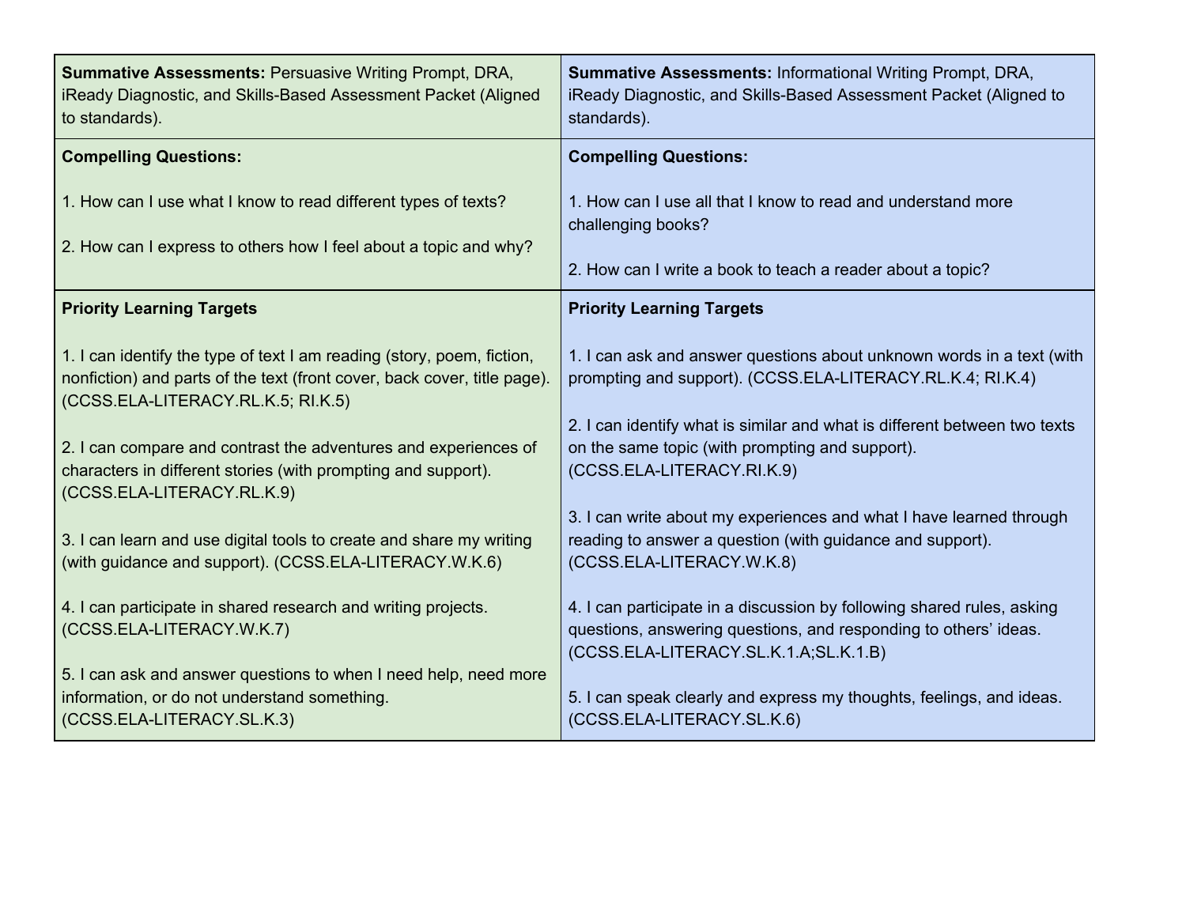| | |
|---|---|
| **Summative Assessments:** Persuasive Writing Prompt, DRA, iReady Diagnostic, and Skills-Based Assessment Packet (Aligned to standards). | **Summative Assessments:** Informational Writing Prompt, DRA, iReady Diagnostic, and Skills-Based Assessment Packet (Aligned to standards). |
| **Compelling Questions:**<br><br>1. How can I use what I know to read different types of texts?<br><br>2. How can I express to others how I feel about a topic and why? | **Compelling Questions:**<br><br>1. How can I use all that I know to read and understand more challenging books?<br><br>2. How can I write a book to teach a reader about a topic? |
| **Priority Learning Targets**<br><br>1. I can identify the type of text I am reading (story, poem, fiction, nonfiction) and parts of the text (front cover, back cover, title page). (CCSS.ELA-LITERACY.RL.K.5; RI.K.5)<br><br>2. I can compare and contrast the adventures and experiences of characters in different stories (with prompting and support). (CCSS.ELA-LITERACY.RL.K.9)<br><br>3. I can learn and use digital tools to create and share my writing (with guidance and support). (CCSS.ELA-LITERACY.W.K.6)<br><br>4. I can participate in shared research and writing projects. (CCSS.ELA-LITERACY.W.K.7)<br><br>5. I can ask and answer questions to when I need help, need more information, or do not understand something. (CCSS.ELA-LITERACY.SL.K.3) | **Priority Learning Targets**<br><br>1. I can ask and answer questions about unknown words in a text (with prompting and support). (CCSS.ELA-LITERACY.RL.K.4; RI.K.4)<br><br>2. I can identify what is similar and what is different between two texts on the same topic (with prompting and support). (CCSS.ELA-LITERACY.RI.K.9)<br><br>3. I can write about my experiences and what I have learned through reading to answer a question (with guidance and support). (CCSS.ELA-LITERACY.W.K.8)<br><br>4. I can participate in a discussion by following shared rules, asking questions, answering questions, and responding to others' ideas. (CCSS.ELA-LITERACY.SL.K.1.A;SL.K.1.B)<br><br>5. I can speak clearly and express my thoughts, feelings, and ideas. (CCSS.ELA-LITERACY.SL.K.6) |